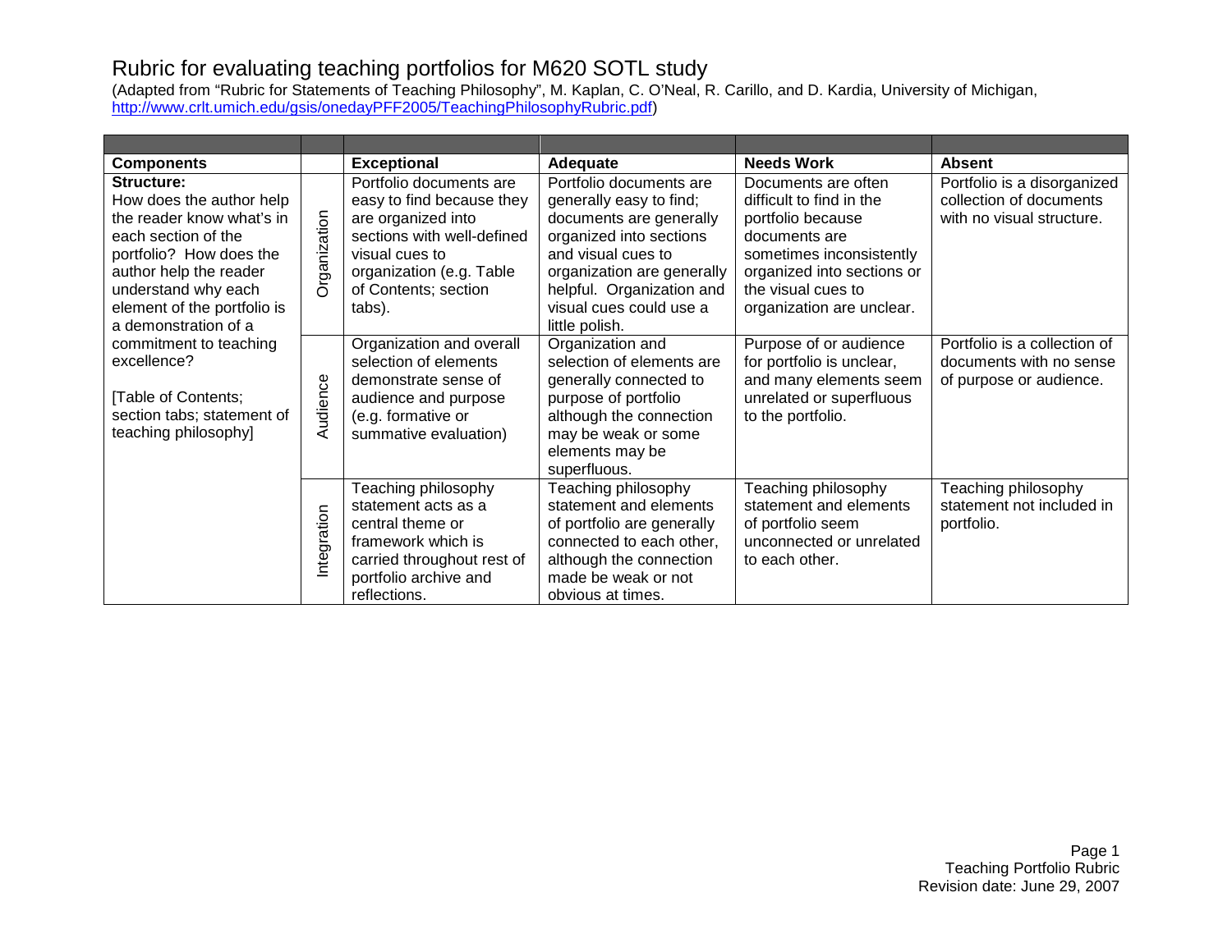# Rubric for evaluating teaching portfolios for M620 SOTL study

(Adapted from "Rubric for Statements of Teaching Philosophy", M. Kaplan, C. O'Neal, R. Carillo, and D. Kardia, University of Michigan, http://www.crlt.umich.edu/gsis/onedayPFF2005/TeachingPhilosophyRubric.pdf)

| Components | | Exceptional | Adequate | Needs Work | Absent |
|---|---|---|---|---|---|
| **Structure:** How does the author help the reader know what's in each section of the portfolio? How does the author help the reader understand why each element of the portfolio is a demonstration of a commitment to teaching excellence? [Table of Contents; section tabs; statement of teaching philosophy] | Organization | Portfolio documents are easy to find because they are organized into sections with well-defined visual cues to organization (e.g. Table of Contents; section tabs). | Portfolio documents are generally easy to find; documents are generally organized into sections and visual cues to organization are generally helpful. Organization and visual cues could use a little polish. | Documents are often difficult to find in the portfolio because documents are sometimes inconsistently organized into sections or the visual cues to organization are unclear. | Portfolio is a disorganized collection of documents with no visual structure. |
| | Audience | Organization and overall selection of elements demonstrate sense of audience and purpose (e.g. formative or summative evaluation) | Organization and selection of elements are generally connected to purpose of portfolio although the connection may be weak or some elements may be superfluous. | Purpose of or audience for portfolio is unclear, and many elements seem unrelated or superfluous to the portfolio. | Portfolio is a collection of documents with no sense of purpose or audience. |
| | Integration | Teaching philosophy statement acts as a central theme or framework which is carried throughout rest of portfolio archive and reflections. | Teaching philosophy statement and elements of portfolio are generally connected to each other, although the connection made be weak or not obvious at times. | Teaching philosophy statement and elements of portfolio seem unconnected or unrelated to each other. | Teaching philosophy statement not included in portfolio. |

Teaching Portfolio Rubric
Revision date: June 29, 2007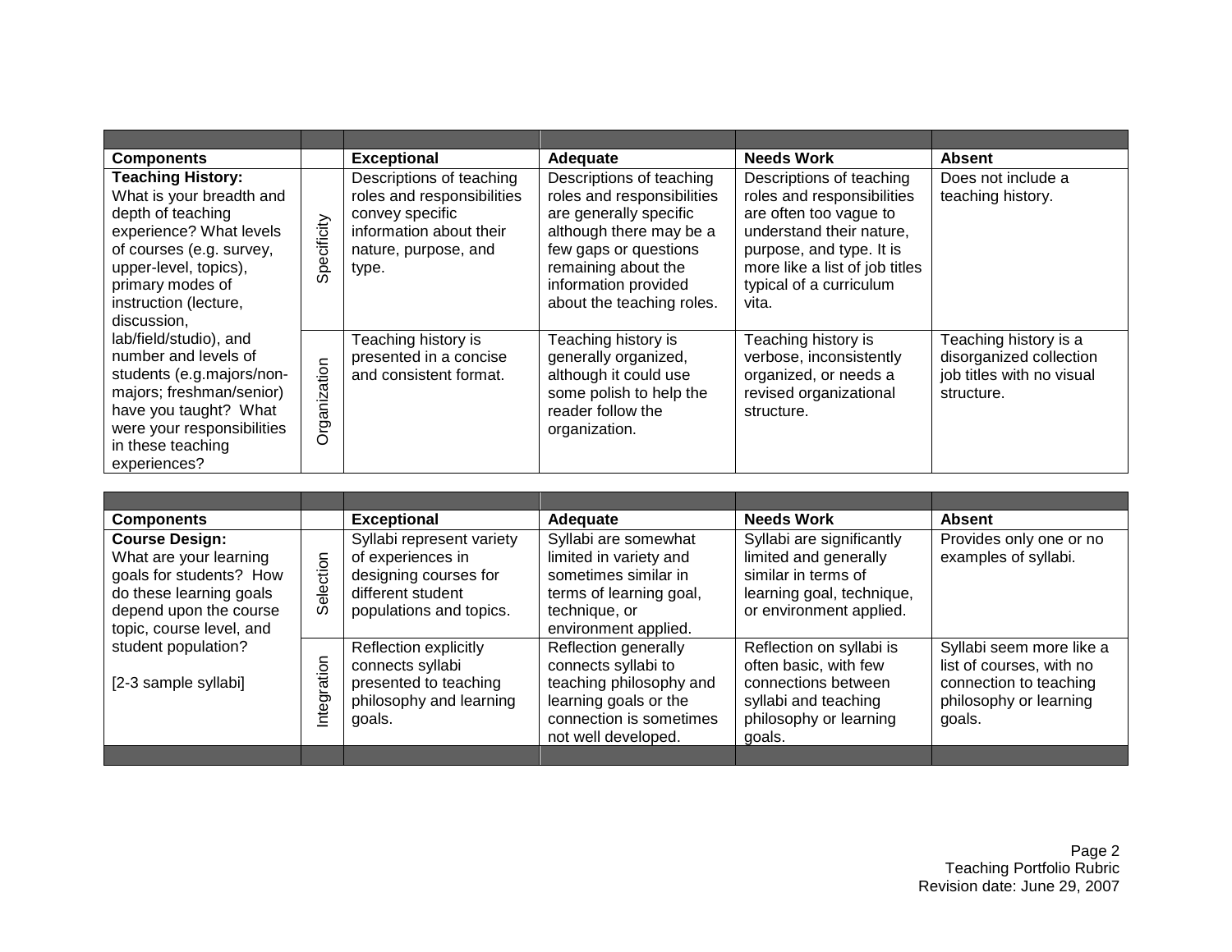| Components | | Exceptional | Adequate | Needs Work | Absent |
|---|---|---|---|---|---|
| **Teaching History:** What is your breadth and depth of teaching experience? What levels of courses (e.g. survey, upper-level, topics), primary modes of instruction (lecture, discussion, lab/field/studio), and number and levels of students (e.g.majors/non-majors; freshman/senior) have you taught? What were your responsibilities in these teaching experiences? | Specificity | Descriptions of teaching roles and responsibilities convey specific information about their nature, purpose, and type. | Descriptions of teaching roles and responsibilities are generally specific although there may be a few gaps or questions remaining about the information provided about the teaching roles. | Descriptions of teaching roles and responsibilities are often too vague to understand their nature, purpose, and type. It is more like a list of job titles typical of a curriculum vita. | Does not include a teaching history. |
| | Organization | Teaching history is presented in a concise and consistent format. | Teaching history is generally organized, although it could use some polish to help the reader follow the organization. | Teaching history is verbose, inconsistently organized, or needs a revised organizational structure. | Teaching history is a disorganized collection job titles with no visual structure. |

| Components | | Exceptional | Adequate | Needs Work | Absent |
|---|---|---|---|---|---|
| **Course Design:** What are your learning goals for students? How do these learning goals depend upon the course topic, course level, and student population? [2-3 sample syllabi] | Selection | Syllabi represent variety of experiences in designing courses for different student populations and topics. | Syllabi are somewhat limited in variety and sometimes similar in terms of learning goal, technique, or environment applied. | Syllabi are significantly limited and generally similar in terms of learning goal, technique, or environment applied. | Provides only one or no examples of syllabi. |
| | Integration | Reflection explicitly connects syllabi presented to teaching philosophy and learning goals. | Reflection generally connects syllabi to teaching philosophy and learning goals or the connection is sometimes not well developed. | Reflection on syllabi is often basic, with few connections between syllabi and teaching philosophy or learning goals. | Syllabi seem more like a list of courses, with no connection to teaching philosophy or learning goals. |

Teaching Portfolio Rubric
Revision date: June 29, 2007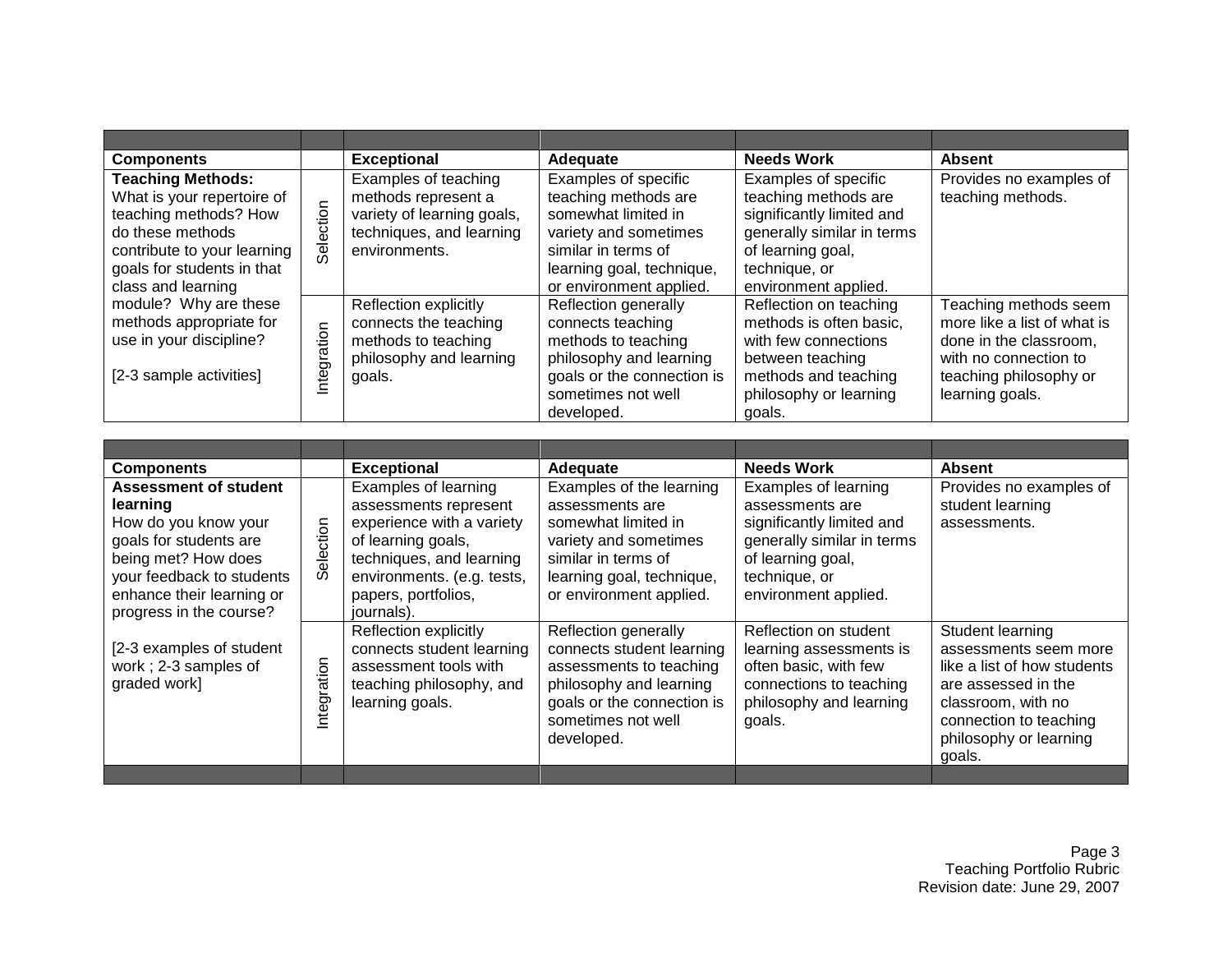| Components | | Exceptional | Adequate | Needs Work | Absent |
|---|---|---|---|---|---|
| **Teaching Methods:** What is your repertoire of teaching methods? How do these methods contribute to your learning goals for students in that class and learning module? Why are these methods appropriate for use in your discipline? [2-3 sample activities] | Selection | Examples of teaching methods represent a variety of learning goals, techniques, and learning environments. | Examples of specific teaching methods are somewhat limited in variety and sometimes similar in terms of learning goal, technique, or environment applied. | Examples of specific teaching methods are significantly limited and generally similar in terms of learning goal, technique, or environment applied. | Provides no examples of teaching methods. |
| | Integration | Reflection explicitly connects the teaching methods to teaching philosophy and learning goals. | Reflection generally connects teaching methods to teaching philosophy and learning goals or the connection is sometimes not well developed. | Reflection on teaching methods is often basic, with few connections between teaching methods and teaching philosophy or learning goals. | Teaching methods seem more like a list of what is done in the classroom, with no connection to teaching philosophy or learning goals. |

| Components | | Exceptional | Adequate | Needs Work | Absent |
|---|---|---|---|---|---|
| **Assessment of student learning** How do you know your goals for students are being met? How does your feedback to students enhance their learning or progress in the course? [2-3 examples of student work ; 2-3 samples of graded work] | Selection | Examples of learning assessments represent experience with a variety of learning goals, techniques, and learning environments. (e.g. tests, papers, portfolios, journals). | Examples of the learning assessments are somewhat limited in variety and sometimes similar in terms of learning goal, technique, or environment applied. | Examples of learning assessments are significantly limited and generally similar in terms of learning goal, technique, or environment applied. | Provides no examples of student learning assessments. |
| | Integration | Reflection explicitly connects student learning assessment tools with teaching philosophy, and learning goals. | Reflection generally connects student learning assessments to teaching philosophy and learning goals or the connection is sometimes not well developed. | Reflection on student learning assessments is often basic, with few connections to teaching philosophy and learning goals. | Student learning assessments seem more like a list of how students are assessed in the classroom, with no connection to teaching philosophy or learning goals. |

Teaching Portfolio Rubric
Revision date: June 29, 2007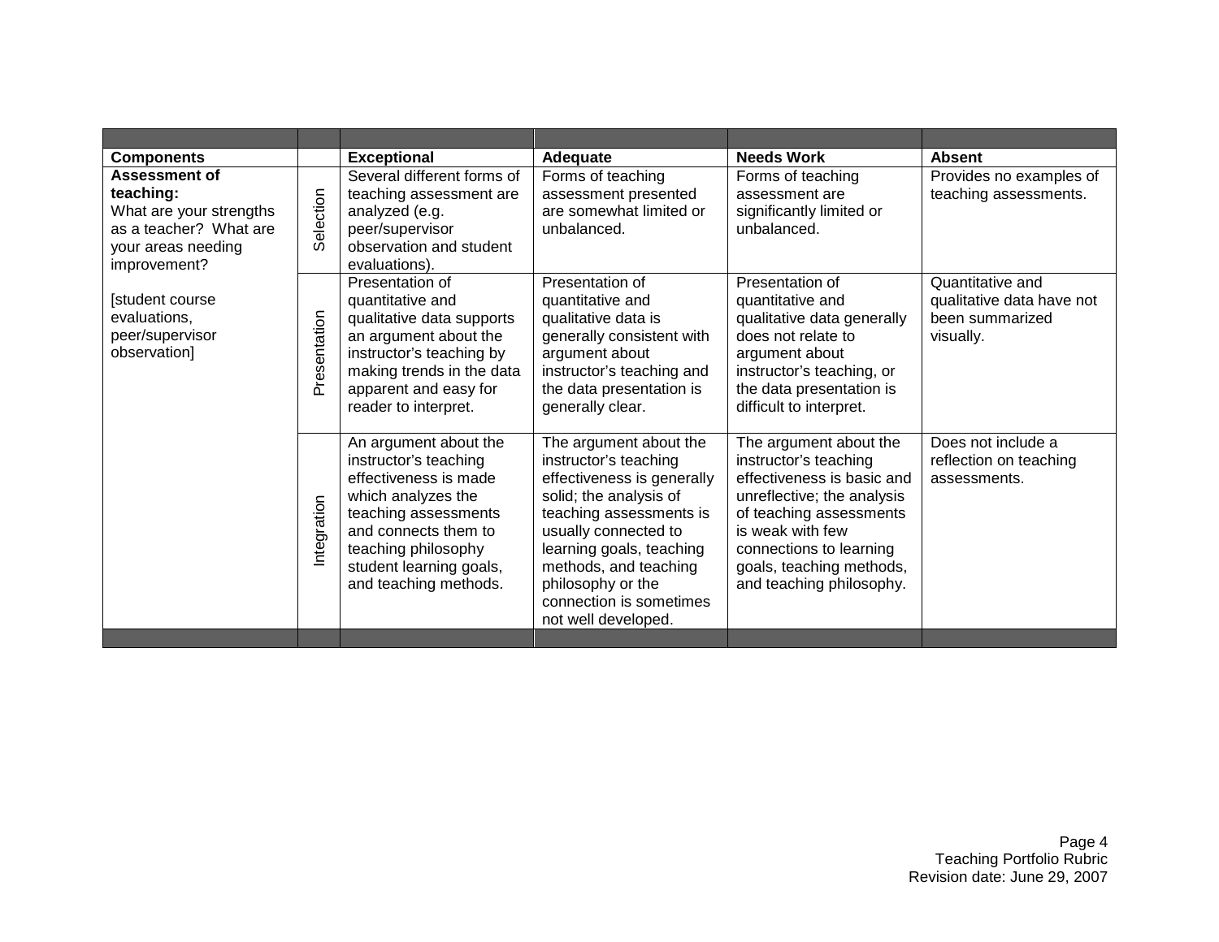| Components | | Exceptional | Adequate | Needs Work | Absent |
|---|---|---|---|---|---|
| **Assessment of teaching:** What are your strengths as a teacher? What are your areas needing improvement? [student course evaluations, peer/supervisor observation] | Selection | Several different forms of teaching assessment are analyzed (e.g. peer/supervisor observation and student evaluations). | Forms of teaching assessment presented are somewhat limited or unbalanced. | Forms of teaching assessment are significantly limited or unbalanced. | Provides no examples of teaching assessments. |
| | Presentation | Presentation of quantitative and qualitative data supports an argument about the instructor's teaching by making trends in the data apparent and easy for reader to interpret. | Presentation of quantitative and qualitative data is generally consistent with argument about instructor's teaching and the data presentation is generally clear. | Presentation of quantitative and qualitative data generally does not relate to argument about instructor's teaching, or the data presentation is difficult to interpret. | Quantitative and qualitative data have not been summarized visually. |
| | Integration | An argument about the instructor's teaching effectiveness is made which analyzes the teaching assessments and connects them to teaching philosophy student learning goals, and teaching methods. | The argument about the instructor's teaching effectiveness is generally solid; the analysis of teaching assessments is usually connected to learning goals, teaching methods, and teaching philosophy or the connection is sometimes not well developed. | The argument about the instructor's teaching effectiveness is basic and unreflective; the analysis of teaching assessments is weak with few connections to learning goals, teaching methods, and teaching philosophy. | Does not include a reflection on teaching assessments. |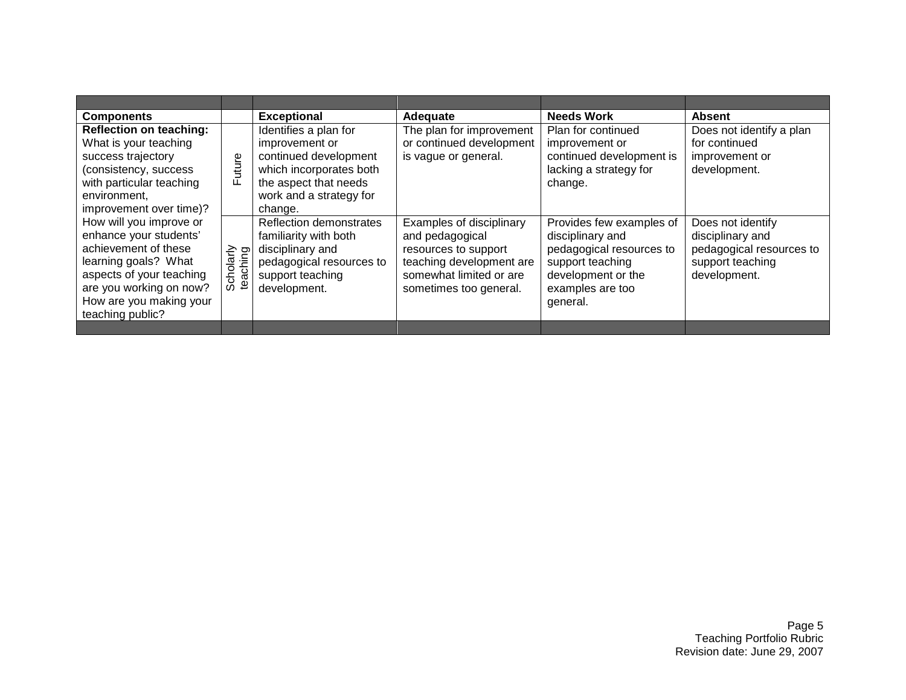| | | | | | |
|---|---|---|---|---|---|
| **Components** | | **Exceptional** | **Adequate** | **Needs Work** | **Absent** |
| **Reflection on teaching:** What is your teaching success trajectory (consistency, success with particular teaching environment, improvement over time)? How will you improve or enhance your students' achievement of these learning goals? What aspects of your teaching are you working on now? How are you making your teaching public? | Future | Identifies a plan for improvement or continued development which incorporates both the aspect that needs work and a strategy for change. | The plan for improvement or continued development is vague or general. | Plan for continued improvement or continued development is lacking a strategy for change. | Does not identify a plan for continued improvement or development. |
| | Scholarly teaching | Reflection demonstrates familiarity with both disciplinary and pedagogical resources to support teaching development. | Examples of disciplinary and pedagogical resources to support teaching development are somewhat limited or are sometimes too general. | Provides few examples of disciplinary and pedagogical resources to support teaching development or the examples are too general. | Does not identify disciplinary and pedagogical resources to support teaching development. |

Teaching Portfolio Rubric
Revision date: June 29, 2007